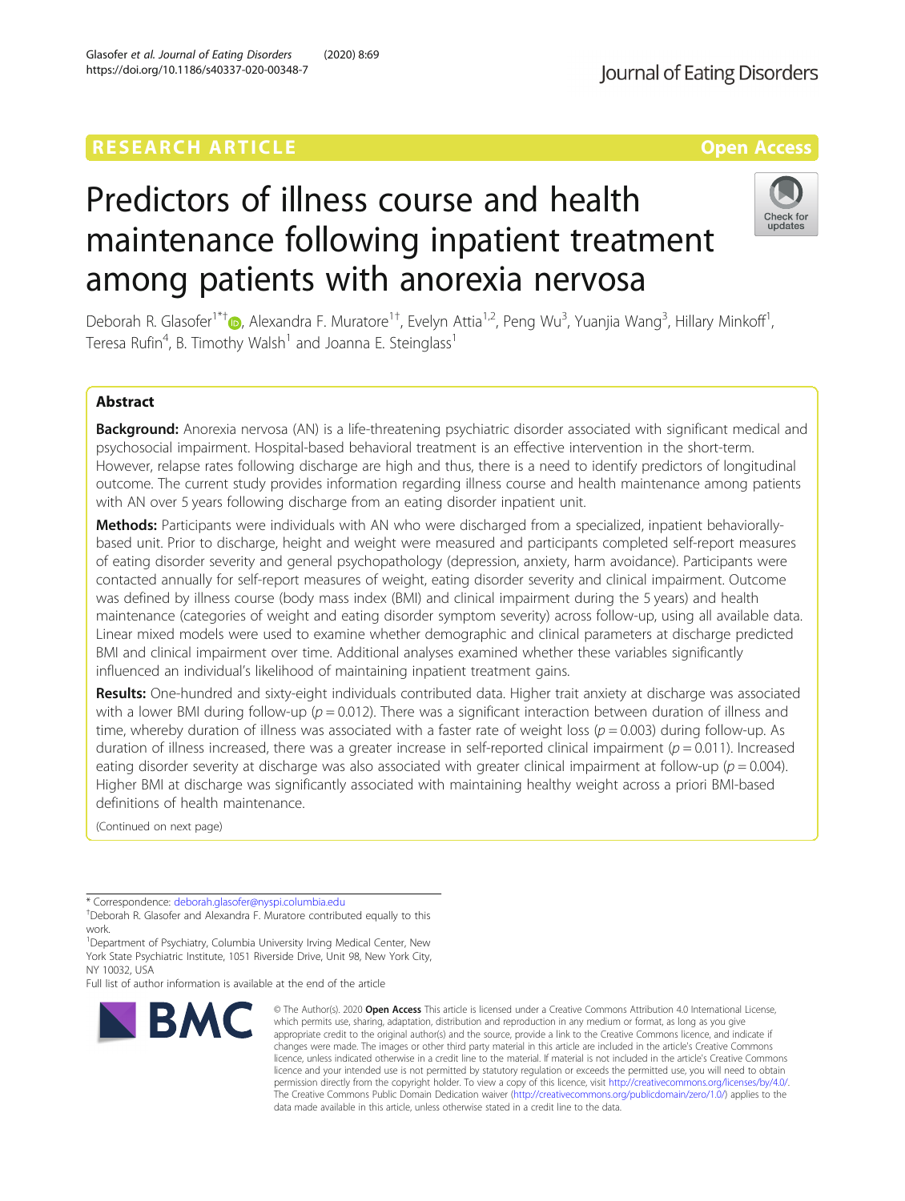RESEARCH ARTICLE

Open Access

# Predictors of illness course and health maintenance following inpatient treatment among patients with anorexia nervosa

Deborah R. Glasofer[1*†], Alexandra F. Muratore[1†], Evelyn Attia[1,2], Peng Wu[3], Yuanjia Wang[3], Hillary Minkoff[1], Teresa Rufin[4], B. Timothy Walsh[1] and Joanna E. Steinglass[1]

## Abstract

**Background:** Anorexia nervosa (AN) is a life-threatening psychiatric disorder associated with significant medical and psychosocial impairment. Hospital-based behavioral treatment is an effective intervention in the short-term. However, relapse rates following discharge are high and thus, there is a need to identify predictors of longitudinal outcome. The current study provides information regarding illness course and health maintenance among patients with AN over 5 years following discharge from an eating disorder inpatient unit.

**Methods:** Participants were individuals with AN who were discharged from a specialized, inpatient behaviorally-based unit. Prior to discharge, height and weight were measured and participants completed self-report measures of eating disorder severity and general psychopathology (depression, anxiety, harm avoidance). Participants were contacted annually for self-report measures of weight, eating disorder severity and clinical impairment. Outcome was defined by illness course (body mass index (BMI) and clinical impairment during the 5 years) and health maintenance (categories of weight and eating disorder symptom severity) across follow-up, using all available data. Linear mixed models were used to examine whether demographic and clinical parameters at discharge predicted BMI and clinical impairment over time. Additional analyses examined whether these variables significantly influenced an individual's likelihood of maintaining inpatient treatment gains.

**Results:** One-hundred and sixty-eight individuals contributed data. Higher trait anxiety at discharge was associated with a lower BMI during follow-up ($p = 0.012$). There was a significant interaction between duration of illness and time, whereby duration of illness was associated with a faster rate of weight loss ($p = 0.003$) during follow-up. As duration of illness increased, there was a greater increase in self-reported clinical impairment ($p = 0.011$). Increased eating disorder severity at discharge was also associated with greater clinical impairment at follow-up ($p = 0.004$). Higher BMI at discharge was significantly associated with maintaining healthy weight across a priori BMI-based definitions of health maintenance.

(Continued on next page)

* Correspondence: deborah.glasofer@nyspi.columbia.edu

†Deborah R. Glasofer and Alexandra F. Muratore contributed equally to this work.

[1]Department of Psychiatry, Columbia University Irving Medical Center, New York State Psychiatric Institute, 1051 Riverside Drive, Unit 98, New York City, NY 10032, USA

Full list of author information is available at the end of the article

© The Author(s). 2020 **Open Access** This article is licensed under a Creative Commons Attribution 4.0 International License, which permits use, sharing, adaptation, distribution and reproduction in any medium or format, as long as you give appropriate credit to the original author(s) and the source, provide a link to the Creative Commons licence, and indicate if changes were made. The images or other third party material in this article are included in the article's Creative Commons licence, unless indicated otherwise in a credit line to the material. If material is not included in the article's Creative Commons licence and your intended use is not permitted by statutory regulation or exceeds the permitted use, you will need to obtain permission directly from the copyright holder. To view a copy of this licence, visit http://creativecommons.org/licenses/by/4.0/. The Creative Commons Public Domain Dedication waiver (http://creativecommons.org/publicdomain/zero/1.0/) applies to the data made available in this article, unless otherwise stated in a credit line to the data.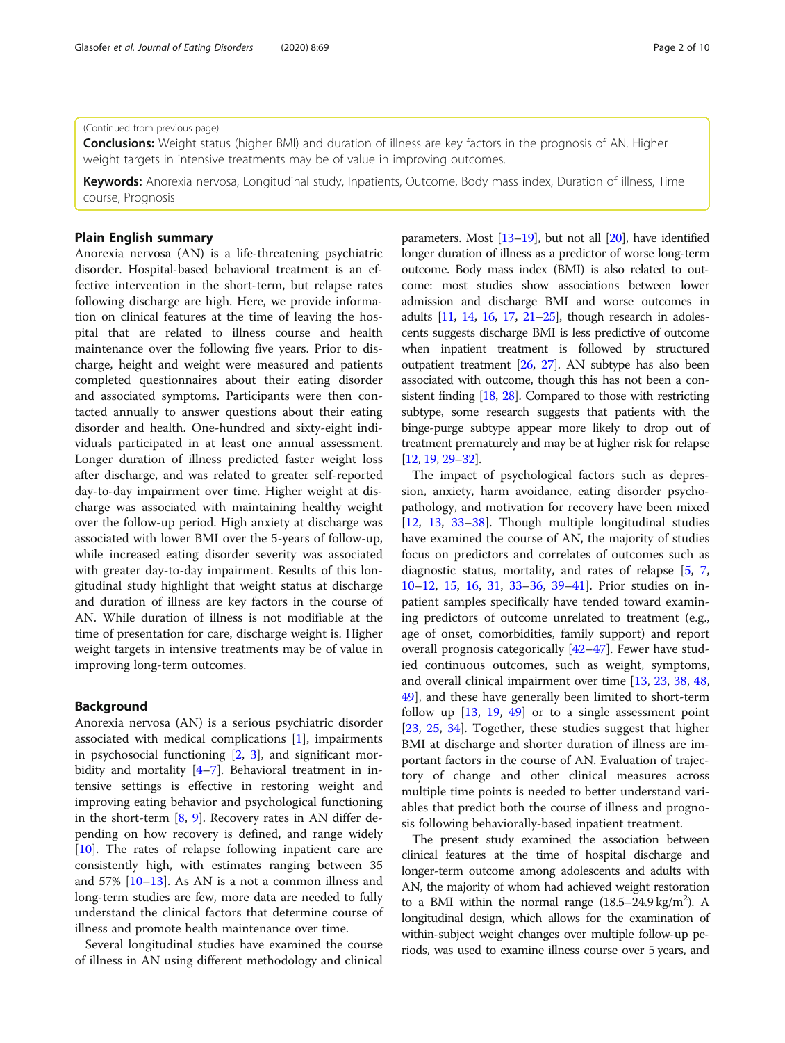(Continued from previous page)

**Conclusions:** Weight status (higher BMI) and duration of illness are key factors in the prognosis of AN. Higher weight targets in intensive treatments may be of value in improving outcomes.

**Keywords:** Anorexia nervosa, Longitudinal study, Inpatients, Outcome, Body mass index, Duration of illness, Time course, Prognosis

## Plain English summary

Anorexia nervosa (AN) is a life-threatening psychiatric disorder. Hospital-based behavioral treatment is an effective intervention in the short-term, but relapse rates following discharge are high. Here, we provide information on clinical features at the time of leaving the hospital that are related to illness course and health maintenance over the following five years. Prior to discharge, height and weight were measured and patients completed questionnaires about their eating disorder and associated symptoms. Participants were then contacted annually to answer questions about their eating disorder and health. One-hundred and sixty-eight individuals participated in at least one annual assessment. Longer duration of illness predicted faster weight loss after discharge, and was related to greater self-reported day-to-day impairment over time. Higher weight at discharge was associated with maintaining healthy weight over the follow-up period. High anxiety at discharge was associated with lower BMI over the 5-years of follow-up, while increased eating disorder severity was associated with greater day-to-day impairment. Results of this longitudinal study highlight that weight status at discharge and duration of illness are key factors in the course of AN. While duration of illness is not modifiable at the time of presentation for care, discharge weight is. Higher weight targets in intensive treatments may be of value in improving long-term outcomes.

## Background

Anorexia nervosa (AN) is a serious psychiatric disorder associated with medical complications [1], impairments in psychosocial functioning [2, 3], and significant morbidity and mortality [4–7]. Behavioral treatment in intensive settings is effective in restoring weight and improving eating behavior and psychological functioning in the short-term [8, 9]. Recovery rates in AN differ depending on how recovery is defined, and range widely [10]. The rates of relapse following inpatient care are consistently high, with estimates ranging between 35 and 57% [10–13]. As AN is a not a common illness and long-term studies are few, more data are needed to fully understand the clinical factors that determine course of illness and promote health maintenance over time.

Several longitudinal studies have examined the course of illness in AN using different methodology and clinical parameters. Most [13–19], but not all [20], have identified longer duration of illness as a predictor of worse long-term outcome. Body mass index (BMI) is also related to outcome: most studies show associations between lower admission and discharge BMI and worse outcomes in adults [11, 14, 16, 17, 21–25], though research in adolescents suggests discharge BMI is less predictive of outcome when inpatient treatment is followed by structured outpatient treatment [26, 27]. AN subtype has also been associated with outcome, though this has not been a consistent finding [18, 28]. Compared to those with restricting subtype, some research suggests that patients with the binge-purge subtype appear more likely to drop out of treatment prematurely and may be at higher risk for relapse [12, 19, 29–32].

The impact of psychological factors such as depression, anxiety, harm avoidance, eating disorder psychopathology, and motivation for recovery have been mixed [12, 13, 33–38]. Though multiple longitudinal studies have examined the course of AN, the majority of studies focus on predictors and correlates of outcomes such as diagnostic status, mortality, and rates of relapse [5, 7, 10–12, 15, 16, 31, 33–36, 39–41]. Prior studies on inpatient samples specifically have tended toward examining predictors of outcome unrelated to treatment (e.g., age of onset, comorbidities, family support) and report overall prognosis categorically [42–47]. Fewer have studied continuous outcomes, such as weight, symptoms, and overall clinical impairment over time [13, 23, 38, 48, 49], and these have generally been limited to short-term follow up [13, 19, 49] or to a single assessment point [23, 25, 34]. Together, these studies suggest that higher BMI at discharge and shorter duration of illness are important factors in the course of AN. Evaluation of trajectory of change and other clinical measures across multiple time points is needed to better understand variables that predict both the course of illness and prognosis following behaviorally-based inpatient treatment.

The present study examined the association between clinical features at the time of hospital discharge and longer-term outcome among adolescents and adults with AN, the majority of whom had achieved weight restoration to a BMI within the normal range (18.5–24.9 $kg/m^2$). A longitudinal design, which allows for the examination of within-subject weight changes over multiple follow-up periods, was used to examine illness course over 5 years, and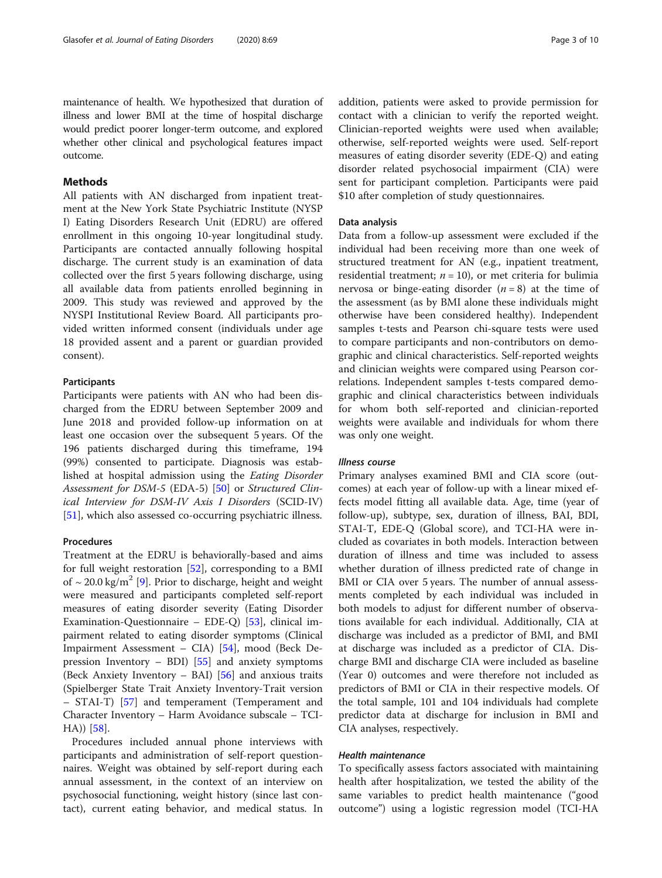maintenance of health. We hypothesized that duration of illness and lower BMI at the time of hospital discharge would predict poorer longer-term outcome, and explored whether other clinical and psychological features impact outcome.

## Methods

All patients with AN discharged from inpatient treatment at the New York State Psychiatric Institute (NYSPI) Eating Disorders Research Unit (EDRU) are offered enrollment in this ongoing 10-year longitudinal study. Participants are contacted annually following hospital discharge. The current study is an examination of data collected over the first 5 years following discharge, using all available data from patients enrolled beginning in 2009. This study was reviewed and approved by the NYSPI Institutional Review Board. All participants provided written informed consent (individuals under age 18 provided assent and a parent or guardian provided consent).

### Participants

Participants were patients with AN who had been discharged from the EDRU between September 2009 and June 2018 and provided follow-up information on at least one occasion over the subsequent 5 years. Of the 196 patients discharged during this timeframe, 194 (99%) consented to participate. Diagnosis was established at hospital admission using the *Eating Disorder Assessment for DSM-5* (EDA-5) [50] or *Structured Clinical Interview for DSM-IV Axis I Disorders* (SCID-IV) [51], which also assessed co-occurring psychiatric illness.

### Procedures

Treatment at the EDRU is behaviorally-based and aims for full weight restoration [52], corresponding to a BMI of ~ 20.0 kg/m$^2$ [9]. Prior to discharge, height and weight were measured and participants completed self-report measures of eating disorder severity (Eating Disorder Examination-Questionnaire – EDE-Q) [53], clinical impairment related to eating disorder symptoms (Clinical Impairment Assessment – CIA) [54], mood (Beck Depression Inventory – BDI) [55] and anxiety symptoms (Beck Anxiety Inventory – BAI) [56] and anxious traits (Spielberger State Trait Anxiety Inventory-Trait version – STAI-T) [57] and temperament (Temperament and Character Inventory – Harm Avoidance subscale – TCI-HA)) [58].

Procedures included annual phone interviews with participants and administration of self-report questionnaires. Weight was obtained by self-report during each annual assessment, in the context of an interview on psychosocial functioning, weight history (since last contact), current eating behavior, and medical status. In addition, patients were asked to provide permission for contact with a clinician to verify the reported weight. Clinician-reported weights were used when available; otherwise, self-reported weights were used. Self-report measures of eating disorder severity (EDE-Q) and eating disorder related psychosocial impairment (CIA) were sent for participant completion. Participants were paid $10 after completion of study questionnaires.

### Data analysis

Data from a follow-up assessment were excluded if the individual had been receiving more than one week of structured treatment for AN (e.g., inpatient treatment, residential treatment; $n = 10$), or met criteria for bulimia nervosa or binge-eating disorder ($n = 8$) at the time of the assessment (as by BMI alone these individuals might otherwise have been considered healthy). Independent samples t-tests and Pearson chi-square tests were used to compare participants and non-contributors on demographic and clinical characteristics. Self-reported weights and clinician weights were compared using Pearson correlations. Independent samples t-tests compared demographic and clinical characteristics between individuals for whom both self-reported and clinician-reported weights were available and individuals for whom there was only one weight.

#### *Illness course*

Primary analyses examined BMI and CIA score (outcomes) at each year of follow-up with a linear mixed effects model fitting all available data. Age, time (year of follow-up), subtype, sex, duration of illness, BAI, BDI, STAI-T, EDE-Q (Global score), and TCI-HA were included as covariates in both models. Interaction between duration of illness and time was included to assess whether duration of illness predicted rate of change in BMI or CIA over 5 years. The number of annual assessments completed by each individual was included in both models to adjust for different number of observations available for each individual. Additionally, CIA at discharge was included as a predictor of BMI, and BMI at discharge was included as a predictor of CIA. Discharge BMI and discharge CIA were included as baseline (Year 0) outcomes and were therefore not included as predictors of BMI or CIA in their respective models. Of the total sample, 101 and 104 individuals had complete predictor data at discharge for inclusion in BMI and CIA analyses, respectively.

#### *Health maintenance*

To specifically assess factors associated with maintaining health after hospitalization, we tested the ability of the same variables to predict health maintenance ("good outcome") using a logistic regression model (TCI-HA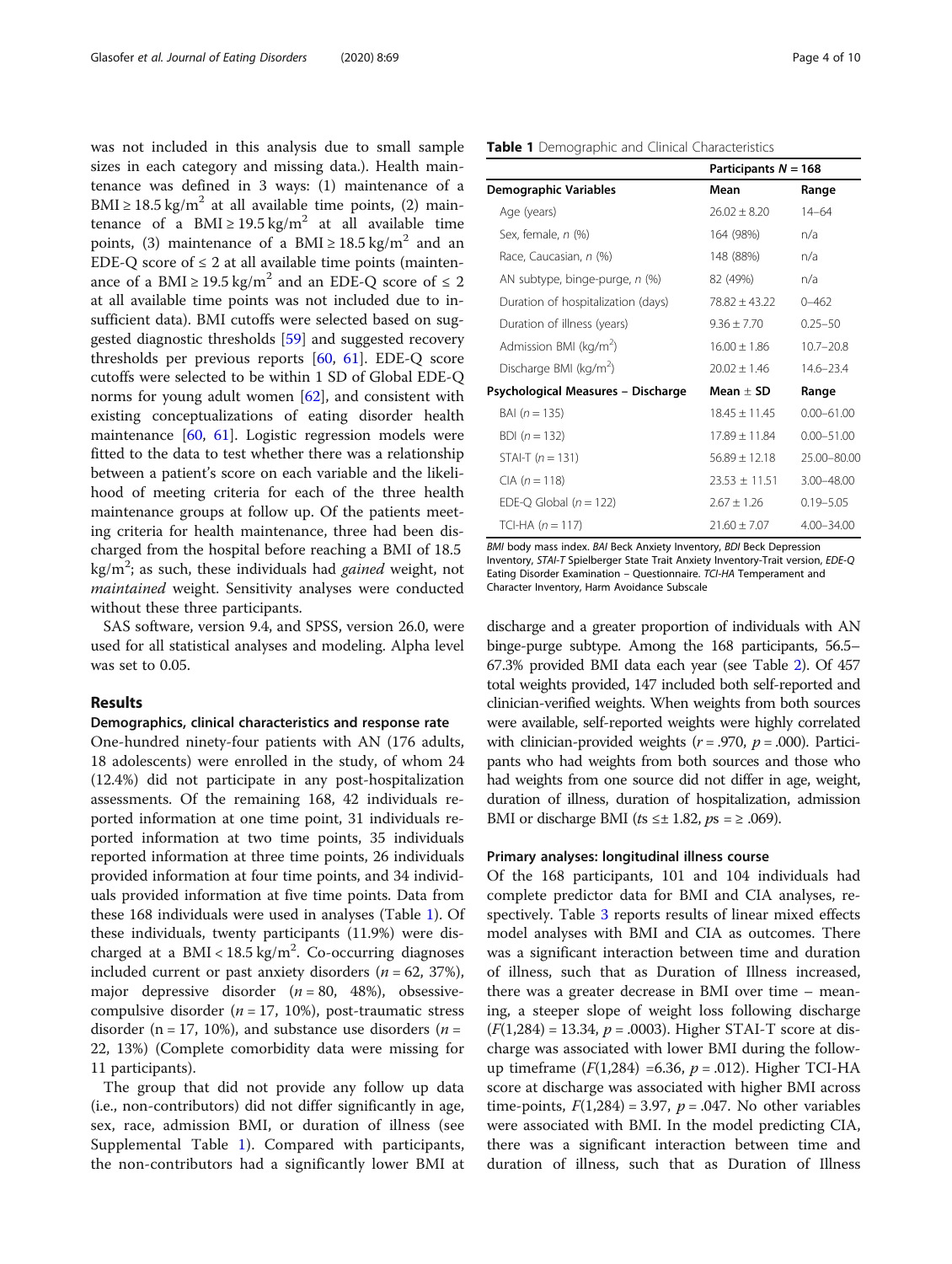was not included in this analysis due to small sample sizes in each category and missing data.). Health maintenance was defined in 3 ways: (1) maintenance of a BMI ≥ 18.5 kg/m$^2$ at all available time points, (2) maintenance of a BMI ≥ 19.5 kg/m$^2$ at all available time points, (3) maintenance of a BMI ≥ 18.5 kg/m$^2$ and an EDE-Q score of ≤ 2 at all available time points (maintenance of a BMI ≥ 19.5 kg/m$^2$ and an EDE-Q score of ≤ 2 at all available time points was not included due to insufficient data). BMI cutoffs were selected based on suggested diagnostic thresholds [59] and suggested recovery thresholds per previous reports [60, 61]. EDE-Q score cutoffs were selected to be within 1 SD of Global EDE-Q norms for young adult women [62], and consistent with existing conceptualizations of eating disorder health maintenance [60, 61]. Logistic regression models were fitted to the data to test whether there was a relationship between a patient's score on each variable and the likelihood of meeting criteria for each of the three health maintenance groups at follow up. Of the patients meeting criteria for health maintenance, three had been discharged from the hospital before reaching a BMI of 18.5 kg/m$^2$; as such, these individuals had *gained* weight, not *maintained* weight. Sensitivity analyses were conducted without these three participants.

SAS software, version 9.4, and SPSS, version 26.0, were used for all statistical analyses and modeling. Alpha level was set to 0.05.

## Results

### Demographics, clinical characteristics and response rate

One-hundred ninety-four patients with AN (176 adults, 18 adolescents) were enrolled in the study, of whom 24 (12.4%) did not participate in any post-hospitalization assessments. Of the remaining 168, 42 individuals reported information at one time point, 31 individuals reported information at two time points, 35 individuals reported information at three time points, 26 individuals provided information at four time points, and 34 individuals provided information at five time points. Data from these 168 individuals were used in analyses (Table 1). Of these individuals, twenty participants (11.9%) were discharged at a BMI < 18.5 kg/m$^2$. Co-occurring diagnoses included current or past anxiety disorders ($n$ = 62, 37%), major depressive disorder ($n$ = 80, 48%), obsessive-compulsive disorder ($n$ = 17, 10%), post-traumatic stress disorder (n = 17, 10%), and substance use disorders ($n$ = 22, 13%) (Complete comorbidity data were missing for 11 participants).

The group that did not provide any follow up data (i.e., non-contributors) did not differ significantly in age, sex, race, admission BMI, or duration of illness (see Supplemental Table 1). Compared with participants, the non-contributors had a significantly lower BMI at discharge and a greater proportion of individuals with AN binge-purge subtype. Among the 168 participants, 56.5–67.3% provided BMI data each year (see Table 2). Of 457 total weights provided, 147 included both self-reported and clinician-verified weights. When weights from both sources were available, self-reported weights were highly correlated with clinician-provided weights ($r$ = .970, $p$ = .000). Participants who had weights from both sources and those who had weights from one source did not differ in age, weight, duration of illness, duration of hospitalization, admission BMI or discharge BMI ($t$s ≤± 1.82, $p$s = ≥ .069).

**Table 1** Demographic and Clinical Characteristics

| | Participants $N$ = 168 | |
|---|---|---|
| **Demographic Variables** | **Mean** | **Range** |
| Age (years) | 26.02 ± 8.20 | 14–64 |
| Sex, female, $n$ (%) | 164 (98%) | n/a |
| Race, Caucasian, $n$ (%) | 148 (88%) | n/a |
| AN subtype, binge-purge, $n$ (%) | 82 (49%) | n/a |
| Duration of hospitalization (days) | 78.82 ± 43.22 | 0–462 |
| Duration of illness (years) | 9.36 ± 7.70 | 0.25–50 |
| Admission BMI (kg/m$^2$) | 16.00 ± 1.86 | 10.7–20.8 |
| Discharge BMI (kg/m$^2$) | 20.02 ± 1.46 | 14.6–23.4 |
| **Psychological Measures – Discharge** | **Mean ± SD** | **Range** |
| BAI ($n$ = 135) | 18.45 ± 11.45 | 0.00–61.00 |
| BDI ($n$ = 132) | 17.89 ± 11.84 | 0.00–51.00 |
| STAI-T ($n$ = 131) | 56.89 ± 12.18 | 25.00–80.00 |
| CIA ($n$ = 118) | 23.53 ± 11.51 | 3.00–48.00 |
| EDE-Q Global ($n$ = 122) | 2.67 ± 1.26 | 0.19–5.05 |
| TCI-HA ($n$ = 117) | 21.60 ± 7.07 | 4.00–34.00 |

*BMI* body mass index. *BAI* Beck Anxiety Inventory, *BDI* Beck Depression Inventory, *STAI-T* Spielberger State Trait Anxiety Inventory-Trait version, *EDE-Q* Eating Disorder Examination – Questionnaire. *TCI-HA* Temperament and Character Inventory, Harm Avoidance Subscale

### Primary analyses: longitudinal illness course

Of the 168 participants, 101 and 104 individuals had complete predictor data for BMI and CIA analyses, respectively. Table 3 reports results of linear mixed effects model analyses with BMI and CIA as outcomes. There was a significant interaction between time and duration of illness, such that as Duration of Illness increased, there was a greater decrease in BMI over time – meaning, a steeper slope of weight loss following discharge ($F$(1,284) = 13.34, $p$ = .0003). Higher STAI-T score at discharge was associated with lower BMI during the follow-up timeframe ($F$(1,284) =6.36, $p$ = .012). Higher TCI-HA score at discharge was associated with higher BMI across time-points, $F$(1,284) = 3.97, $p$ = .047. No other variables were associated with BMI. In the model predicting CIA, there was a significant interaction between time and duration of illness, such that as Duration of Illness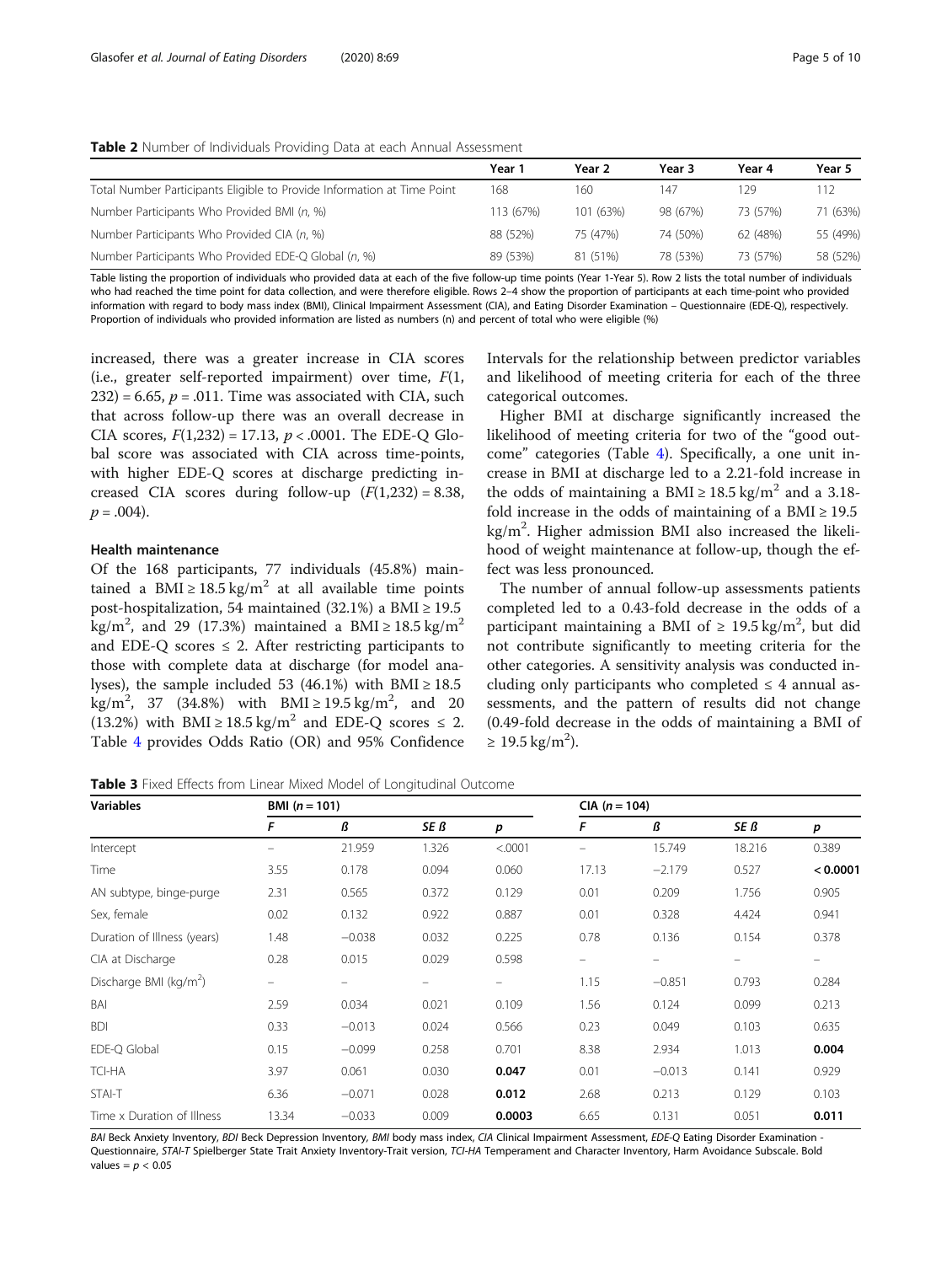**Table 2** Number of Individuals Providing Data at each Annual Assessment

| | Year 1 | Year 2 | Year 3 | Year 4 | Year 5 |
|---|---|---|---|---|---|
| Total Number Participants Eligible to Provide Information at Time Point | 168 | 160 | 147 | 129 | 112 |
| Number Participants Who Provided BMI (*n*, %) | 113 (67%) | 101 (63%) | 98 (67%) | 73 (57%) | 71 (63%) |
| Number Participants Who Provided CIA (*n*, %) | 88 (52%) | 75 (47%) | 74 (50%) | 62 (48%) | 55 (49%) |
| Number Participants Who Provided EDE-Q Global (*n*, %) | 89 (53%) | 81 (51%) | 78 (53%) | 73 (57%) | 58 (52%) |

Table listing the proportion of individuals who provided data at each of the five follow-up time points (Year 1-Year 5). Row 2 lists the total number of individuals who had reached the time point for data collection, and were therefore eligible. Rows 2–4 show the proportion of participants at each time-point who provided information with regard to body mass index (BMI), Clinical Impairment Assessment (CIA), and Eating Disorder Examination – Questionnaire (EDE-Q), respectively. Proportion of individuals who provided information are listed as numbers (n) and percent of total who were eligible (%)

increased, there was a greater increase in CIA scores (i.e., greater self-reported impairment) over time, $F(1, 232) = 6.65$, $p = .011$. Time was associated with CIA, such that across follow-up there was an overall decrease in CIA scores, $F(1,232) = 17.13$, $p < .0001$. The EDE-Q Global score was associated with CIA across time-points, with higher EDE-Q scores at discharge predicting increased CIA scores during follow-up ($F(1,232) = 8.38$, $p = .004$).

## Health maintenance

Of the 168 participants, 77 individuals (45.8%) maintained a BMI ≥ 18.5 kg/m$^2$ at all available time points post-hospitalization, 54 maintained (32.1%) a BMI ≥ 19.5 kg/m$^2$, and 29 (17.3%) maintained a BMI ≥ 18.5 kg/m$^2$ and EDE-Q scores ≤ 2. After restricting participants to those with complete data at discharge (for model analyses), the sample included 53 (46.1%) with BMI ≥ 18.5 kg/m$^2$, 37 (34.8%) with BMI ≥ 19.5 kg/m$^2$, and 20 (13.2%) with BMI ≥ 18.5 kg/m$^2$ and EDE-Q scores ≤ 2. Table 4 provides Odds Ratio (OR) and 95% Confidence Intervals for the relationship between predictor variables and likelihood of meeting criteria for each of the three categorical outcomes.

Higher BMI at discharge significantly increased the likelihood of meeting criteria for two of the "good outcome" categories (Table 4). Specifically, a one unit increase in BMI at discharge led to a 2.21-fold increase in the odds of maintaining a BMI ≥ 18.5 kg/m$^2$ and a 3.18-fold increase in the odds of maintaining of a BMI ≥ 19.5 kg/m$^2$. Higher admission BMI also increased the likelihood of weight maintenance at follow-up, though the effect was less pronounced.

The number of annual follow-up assessments patients completed led to a 0.43-fold decrease in the odds of a participant maintaining a BMI of ≥ 19.5 kg/m$^2$, but did not contribute significantly to meeting criteria for the other categories. A sensitivity analysis was conducted including only participants who completed ≤ 4 annual assessments, and the pattern of results did not change (0.49-fold decrease in the odds of maintaining a BMI of ≥ 19.5 kg/m$^2$).

**Table 3** Fixed Effects from Linear Mixed Model of Longitudinal Outcome

| Variables | BMI (*n* = 101) | | | | CIA (*n* = 104) | | | |
|---|---|---|---|---|---|---|---|---|
| | *F* | *ß* | *SE ß* | *p* | *F* | *ß* | *SE ß* | *p* |
| Intercept | – | 21.959 | 1.326 | <.0001 | – | 15.749 | 18.216 | 0.389 |
| Time | 3.55 | 0.178 | 0.094 | 0.060 | 17.13 | −2.179 | 0.527 | **< 0.0001** |
| AN subtype, binge-purge | 2.31 | 0.565 | 0.372 | 0.129 | 0.01 | 0.209 | 1.756 | 0.905 |
| Sex, female | 0.02 | 0.132 | 0.922 | 0.887 | 0.01 | 0.328 | 4.424 | 0.941 |
| Duration of Illness (years) | 1.48 | −0.038 | 0.032 | 0.225 | 0.78 | 0.136 | 0.154 | 0.378 |
| CIA at Discharge | 0.28 | 0.015 | 0.029 | 0.598 | – | – | – | – |
| Discharge BMI (kg/m$^2$) | – | – | – | – | 1.15 | −0.851 | 0.793 | 0.284 |
| BAI | 2.59 | 0.034 | 0.021 | 0.109 | 1.56 | 0.124 | 0.099 | 0.213 |
| BDI | 0.33 | −0.013 | 0.024 | 0.566 | 0.23 | 0.049 | 0.103 | 0.635 |
| EDE-Q Global | 0.15 | −0.099 | 0.258 | 0.701 | 8.38 | 2.934 | 1.013 | **0.004** |
| TCI-HA | 3.97 | 0.061 | 0.030 | **0.047** | 0.01 | −0.013 | 0.141 | 0.929 |
| STAI-T | 6.36 | −0.071 | 0.028 | **0.012** | 2.68 | 0.213 | 0.129 | 0.103 |
| Time x Duration of Illness | 13.34 | −0.033 | 0.009 | **0.0003** | 6.65 | 0.131 | 0.051 | **0.011** |

*BAI* Beck Anxiety Inventory, *BDI* Beck Depression Inventory, *BMI* body mass index, *CIA* Clinical Impairment Assessment, *EDE-Q* Eating Disorder Examination - Questionnaire, *STAI-T* Spielberger State Trait Anxiety Inventory-Trait version, *TCI-HA* Temperament and Character Inventory, Harm Avoidance Subscale. Bold values = $p < 0.05$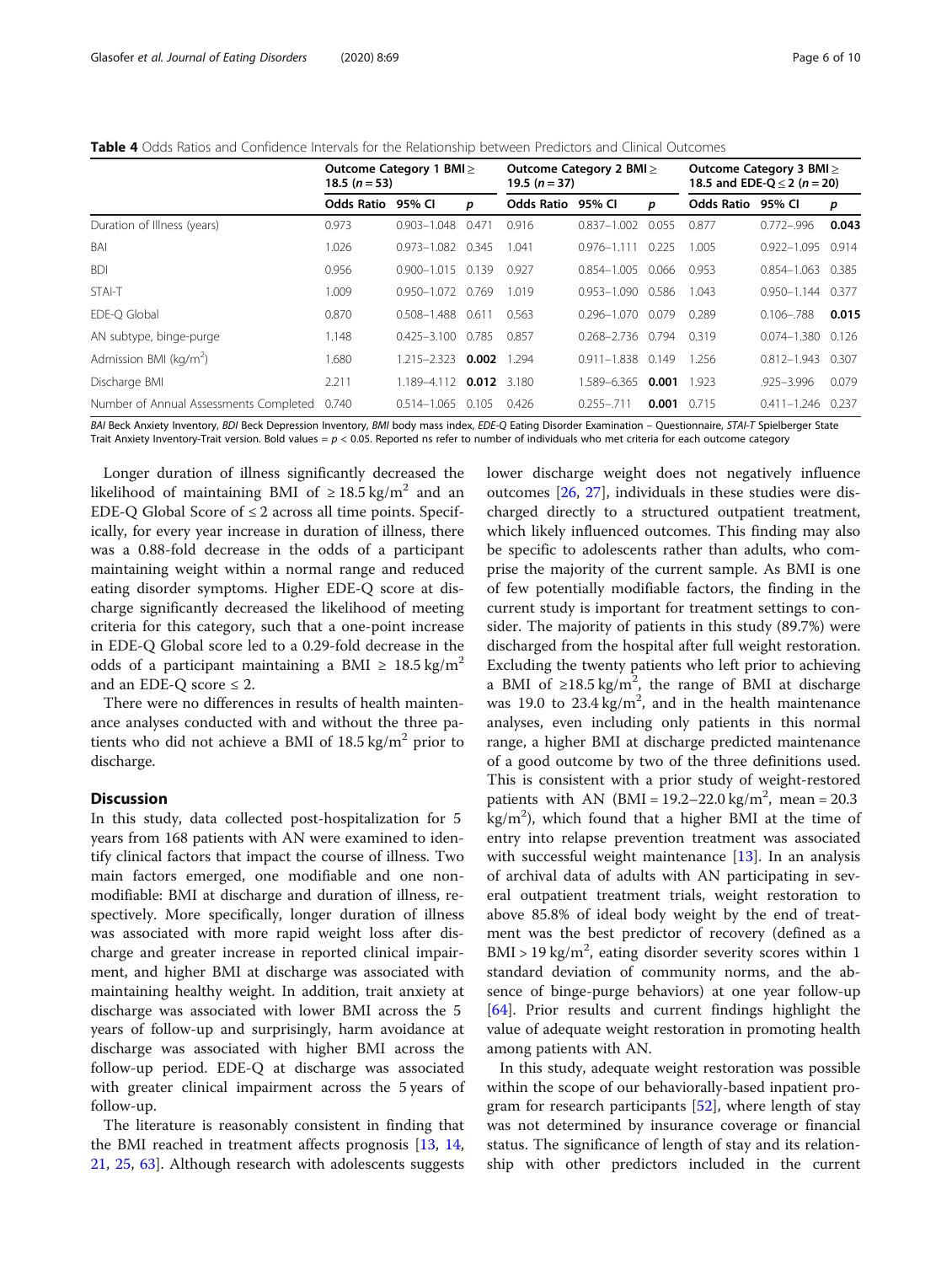**Table 4** Odds Ratios and Confidence Intervals for the Relationship between Predictors and Clinical Outcomes

| | Outcome Category 1 BMI ≥ 18.5 ($n = 53$) | | | Outcome Category 2 BMI ≥ 19.5 ($n = 37$) | | | Outcome Category 3 BMI ≥ 18.5 and EDE-Q ≤ 2 ($n = 20$) | | |
|---|---|---|---|---|---|---|---|---|---|
| | Odds Ratio | 95% CI | *p* | Odds Ratio | 95% CI | *p* | Odds Ratio | 95% CI | *p* |
| Duration of Illness (years) | 0.973 | 0.903–1.048 | 0.471 | 0.916 | 0.837–1.002 | 0.055 | 0.877 | 0.772–.996 | **0.043** |
| BAI | 1.026 | 0.973–1.082 | 0.345 | 1.041 | 0.976–1.111 | 0.225 | 1.005 | 0.922–1.095 | 0.914 |
| BDI | 0.956 | 0.900–1.015 | 0.139 | 0.927 | 0.854–1.005 | 0.066 | 0.953 | 0.854–1.063 | 0.385 |
| STAI-T | 1.009 | 0.950–1.072 | 0.769 | 1.019 | 0.953–1.090 | 0.586 | 1.043 | 0.950–1.144 | 0.377 |
| EDE-Q Global | 0.870 | 0.508–1.488 | 0.611 | 0.563 | 0.296–1.070 | 0.079 | 0.289 | 0.106–.788 | **0.015** |
| AN subtype, binge-purge | 1.148 | 0.425–3.100 | 0.785 | 0.857 | 0.268–2.736 | 0.794 | 0.319 | 0.074–1.380 | 0.126 |
| Admission BMI (kg/m$^2$) | 1.680 | 1.215–2.323 | **0.002** | 1.294 | 0.911–1.838 | 0.149 | 1.256 | 0.812–1.943 | 0.307 |
| Discharge BMI | 2.211 | 1.189–4.112 | **0.012** | 3.180 | 1.589–6.365 | **0.001** | 1.923 | .925–3.996 | 0.079 |
| Number of Annual Assessments Completed | 0.740 | 0.514–1.065 | 0.105 | 0.426 | 0.255–.711 | **0.001** | 0.715 | 0.411–1.246 | 0.237 |

*BAI* Beck Anxiety Inventory, *BDI* Beck Depression Inventory, *BMI* body mass index, *EDE-Q* Eating Disorder Examination – Questionnaire, *STAI-T* Spielberger State Trait Anxiety Inventory-Trait version. Bold values = $p < 0.05$. Reported ns refer to number of individuals who met criteria for each outcome category

Longer duration of illness significantly decreased the likelihood of maintaining BMI of ≥ 18.5 kg/m$^2$ and an EDE-Q Global Score of ≤ 2 across all time points. Specifically, for every year increase in duration of illness, there was a 0.88-fold decrease in the odds of a participant maintaining weight within a normal range and reduced eating disorder symptoms. Higher EDE-Q score at discharge significantly decreased the likelihood of meeting criteria for this category, such that a one-point increase in EDE-Q Global score led to a 0.29-fold decrease in the odds of a participant maintaining a BMI ≥ 18.5 kg/m$^2$ and an EDE-Q score ≤ 2.

There were no differences in results of health maintenance analyses conducted with and without the three patients who did not achieve a BMI of 18.5 kg/m$^2$ prior to discharge.

## Discussion

In this study, data collected post-hospitalization for 5 years from 168 patients with AN were examined to identify clinical factors that impact the course of illness. Two main factors emerged, one modifiable and one non-modifiable: BMI at discharge and duration of illness, respectively. More specifically, longer duration of illness was associated with more rapid weight loss after discharge and greater increase in reported clinical impairment, and higher BMI at discharge was associated with maintaining healthy weight. In addition, trait anxiety at discharge was associated with lower BMI across the 5 years of follow-up and surprisingly, harm avoidance at discharge was associated with higher BMI across the follow-up period. EDE-Q at discharge was associated with greater clinical impairment across the 5 years of follow-up.

The literature is reasonably consistent in finding that the BMI reached in treatment affects prognosis [13, 14, 21, 25, 63]. Although research with adolescents suggests lower discharge weight does not negatively influence outcomes [26, 27], individuals in these studies were discharged directly to a structured outpatient treatment, which likely influenced outcomes. This finding may also be specific to adolescents rather than adults, who comprise the majority of the current sample. As BMI is one of few potentially modifiable factors, the finding in the current study is important for treatment settings to consider. The majority of patients in this study (89.7%) were discharged from the hospital after full weight restoration. Excluding the twenty patients who left prior to achieving a BMI of ≥18.5 kg/m$^2$, the range of BMI at discharge was 19.0 to 23.4 kg/m$^2$, and in the health maintenance analyses, even including only patients in this normal range, a higher BMI at discharge predicted maintenance of a good outcome by two of the three definitions used. This is consistent with a prior study of weight-restored patients with AN (BMI = 19.2–22.0 kg/m$^2$, mean = 20.3 kg/m$^2$), which found that a higher BMI at the time of entry into relapse prevention treatment was associated with successful weight maintenance [13]. In an analysis of archival data of adults with AN participating in several outpatient treatment trials, weight restoration to above 85.8% of ideal body weight by the end of treatment was the best predictor of recovery (defined as a BMI > 19 kg/m$^2$, eating disorder severity scores within 1 standard deviation of community norms, and the absence of binge-purge behaviors) at one year follow-up [64]. Prior results and current findings highlight the value of adequate weight restoration in promoting health among patients with AN.

In this study, adequate weight restoration was possible within the scope of our behaviorally-based inpatient program for research participants [52], where length of stay was not determined by insurance coverage or financial status. The significance of length of stay and its relationship with other predictors included in the current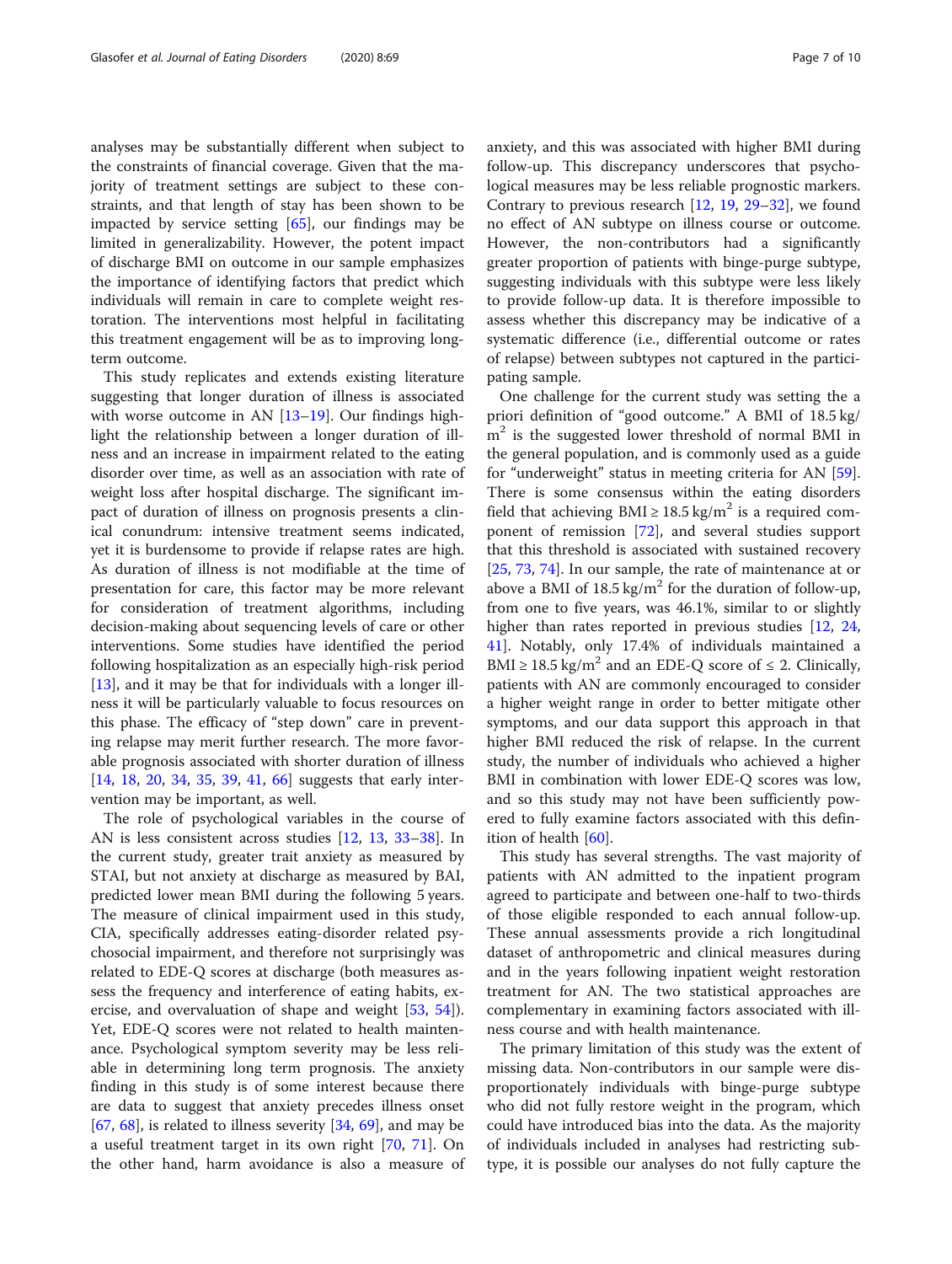analyses may be substantially different when subject to the constraints of financial coverage. Given that the majority of treatment settings are subject to these constraints, and that length of stay has been shown to be impacted by service setting [65], our findings may be limited in generalizability. However, the potent impact of discharge BMI on outcome in our sample emphasizes the importance of identifying factors that predict which individuals will remain in care to complete weight restoration. The interventions most helpful in facilitating this treatment engagement will be as to improving long-term outcome.

This study replicates and extends existing literature suggesting that longer duration of illness is associated with worse outcome in AN [13–19]. Our findings highlight the relationship between a longer duration of illness and an increase in impairment related to the eating disorder over time, as well as an association with rate of weight loss after hospital discharge. The significant impact of duration of illness on prognosis presents a clinical conundrum: intensive treatment seems indicated, yet it is burdensome to provide if relapse rates are high. As duration of illness is not modifiable at the time of presentation for care, this factor may be more relevant for consideration of treatment algorithms, including decision-making about sequencing levels of care or other interventions. Some studies have identified the period following hospitalization as an especially high-risk period [13], and it may be that for individuals with a longer illness it will be particularly valuable to focus resources on this phase. The efficacy of "step down" care in preventing relapse may merit further research. The more favorable prognosis associated with shorter duration of illness [14, 18, 20, 34, 35, 39, 41, 66] suggests that early intervention may be important, as well.

The role of psychological variables in the course of AN is less consistent across studies [12, 13, 33–38]. In the current study, greater trait anxiety as measured by STAI, but not anxiety at discharge as measured by BAI, predicted lower mean BMI during the following 5 years. The measure of clinical impairment used in this study, CIA, specifically addresses eating-disorder related psychosocial impairment, and therefore not surprisingly was related to EDE-Q scores at discharge (both measures assess the frequency and interference of eating habits, exercise, and overvaluation of shape and weight [53, 54]). Yet, EDE-Q scores were not related to health maintenance. Psychological symptom severity may be less reliable in determining long term prognosis. The anxiety finding in this study is of some interest because there are data to suggest that anxiety precedes illness onset [67, 68], is related to illness severity [34, 69], and may be a useful treatment target in its own right [70, 71]. On the other hand, harm avoidance is also a measure of anxiety, and this was associated with higher BMI during follow-up. This discrepancy underscores that psychological measures may be less reliable prognostic markers. Contrary to previous research [12, 19, 29–32], we found no effect of AN subtype on illness course or outcome. However, the non-contributors had a significantly greater proportion of patients with binge-purge subtype, suggesting individuals with this subtype were less likely to provide follow-up data. It is therefore impossible to assess whether this discrepancy may be indicative of a systematic difference (i.e., differential outcome or rates of relapse) between subtypes not captured in the participating sample.

One challenge for the current study was setting the a priori definition of "good outcome." A BMI of 18.5 kg/m$^2$ is the suggested lower threshold of normal BMI in the general population, and is commonly used as a guide for "underweight" status in meeting criteria for AN [59]. There is some consensus within the eating disorders field that achieving BMI ≥ 18.5 kg/m$^2$ is a required component of remission [72], and several studies support that this threshold is associated with sustained recovery [25, 73, 74]. In our sample, the rate of maintenance at or above a BMI of 18.5 kg/m$^2$ for the duration of follow-up, from one to five years, was 46.1%, similar to or slightly higher than rates reported in previous studies [12, 24, 41]. Notably, only 17.4% of individuals maintained a BMI ≥ 18.5 kg/m$^2$ and an EDE-Q score of ≤ 2. Clinically, patients with AN are commonly encouraged to consider a higher weight range in order to better mitigate other symptoms, and our data support this approach in that higher BMI reduced the risk of relapse. In the current study, the number of individuals who achieved a higher BMI in combination with lower EDE-Q scores was low, and so this study may not have been sufficiently powered to fully examine factors associated with this definition of health [60].

This study has several strengths. The vast majority of patients with AN admitted to the inpatient program agreed to participate and between one-half to two-thirds of those eligible responded to each annual follow-up. These annual assessments provide a rich longitudinal dataset of anthropometric and clinical measures during and in the years following inpatient weight restoration treatment for AN. The two statistical approaches are complementary in examining factors associated with illness course and with health maintenance.

The primary limitation of this study was the extent of missing data. Non-contributors in our sample were disproportionately individuals with binge-purge subtype who did not fully restore weight in the program, which could have introduced bias into the data. As the majority of individuals included in analyses had restricting subtype, it is possible our analyses do not fully capture the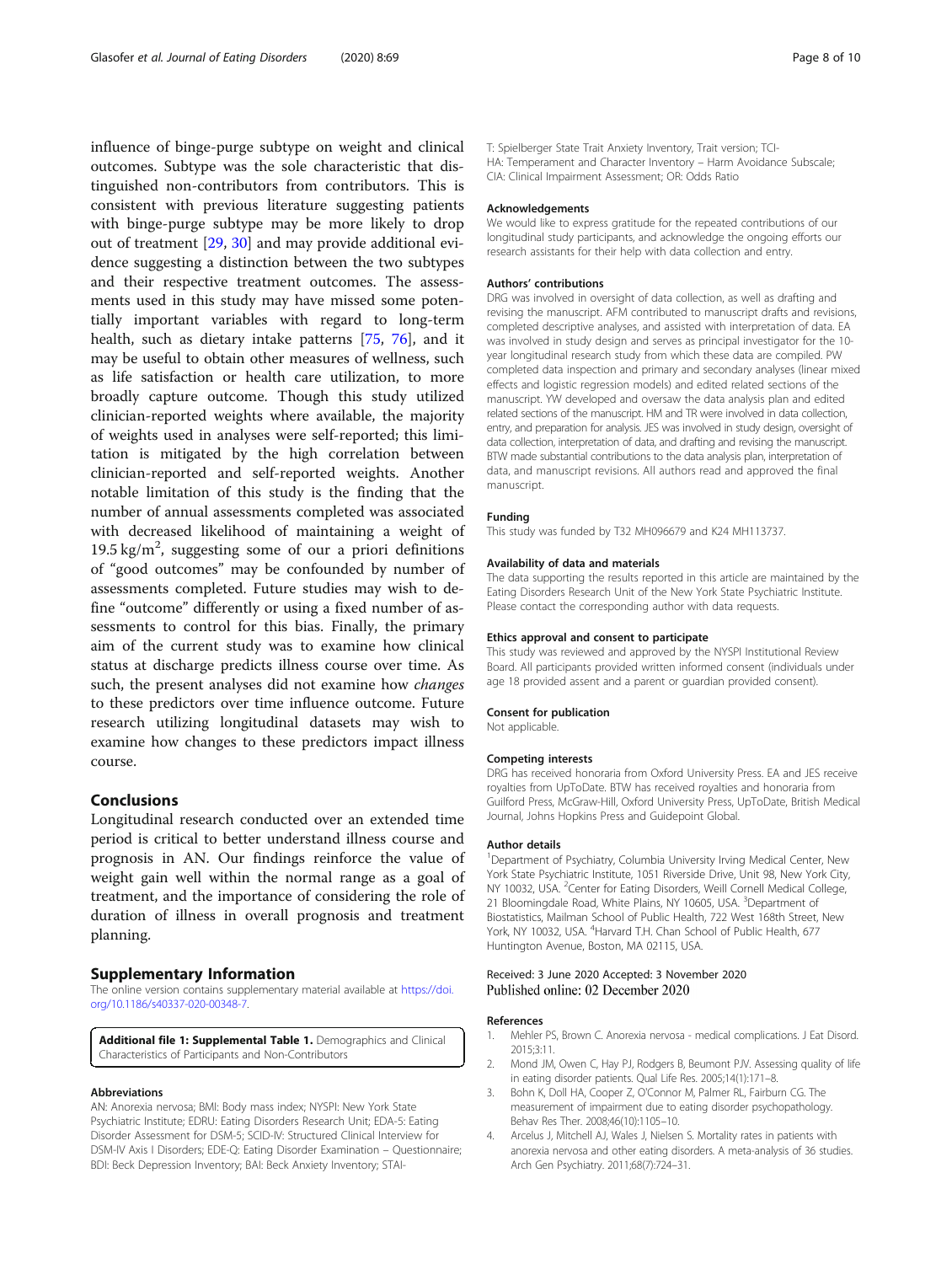influence of binge-purge subtype on weight and clinical outcomes. Subtype was the sole characteristic that distinguished non-contributors from contributors. This is consistent with previous literature suggesting patients with binge-purge subtype may be more likely to drop out of treatment [29, 30] and may provide additional evidence suggesting a distinction between the two subtypes and their respective treatment outcomes. The assessments used in this study may have missed some potentially important variables with regard to long-term health, such as dietary intake patterns [75, 76], and it may be useful to obtain other measures of wellness, such as life satisfaction or health care utilization, to more broadly capture outcome. Though this study utilized clinician-reported weights where available, the majority of weights used in analyses were self-reported; this limitation is mitigated by the high correlation between clinician-reported and self-reported weights. Another notable limitation of this study is the finding that the number of annual assessments completed was associated with decreased likelihood of maintaining a weight of 19.5 $kg/m^2$, suggesting some of our a priori definitions of "good outcomes" may be confounded by number of assessments completed. Future studies may wish to define "outcome" differently or using a fixed number of assessments to control for this bias. Finally, the primary aim of the current study was to examine how clinical status at discharge predicts illness course over time. As such, the present analyses did not examine how *changes* to these predictors over time influence outcome. Future research utilizing longitudinal datasets may wish to examine how changes to these predictors impact illness course.

## Conclusions

Longitudinal research conducted over an extended time period is critical to better understand illness course and prognosis in AN. Our findings reinforce the value of weight gain well within the normal range as a goal of treatment, and the importance of considering the role of duration of illness in overall prognosis and treatment planning.

## Supplementary Information

The online version contains supplementary material available at https://doi.org/10.1186/s40337-020-00348-7.

**Additional file 1: Supplemental Table 1.** Demographics and Clinical Characteristics of Participants and Non-Contributors

### Abbreviations

AN: Anorexia nervosa; BMI: Body mass index; NYSPI: New York State Psychiatric Institute; EDRU: Eating Disorders Research Unit; EDA-5: Eating Disorder Assessment for DSM-5; SCID-IV: Structured Clinical Interview for DSM-IV Axis I Disorders; EDE-Q: Eating Disorder Examination – Questionnaire; BDI: Beck Depression Inventory; BAI: Beck Anxiety Inventory; STAI-T: Spielberger State Trait Anxiety Inventory, Trait version; TCI-HA: Temperament and Character Inventory – Harm Avoidance Subscale; CIA: Clinical Impairment Assessment; OR: Odds Ratio

### Acknowledgements

We would like to express gratitude for the repeated contributions of our longitudinal study participants, and acknowledge the ongoing efforts our research assistants for their help with data collection and entry.

### Authors' contributions

DRG was involved in oversight of data collection, as well as drafting and revising the manuscript. AFM contributed to manuscript drafts and revisions, completed descriptive analyses, and assisted with interpretation of data. EA was involved in study design and serves as principal investigator for the 10-year longitudinal research study from which these data are compiled. PW completed data inspection and primary and secondary analyses (linear mixed effects and logistic regression models) and edited related sections of the manuscript. YW developed and oversaw the data analysis plan and edited related sections of the manuscript. HM and TR were involved in data collection, entry, and preparation for analysis. JES was involved in study design, oversight of data collection, interpretation of data, and drafting and revising the manuscript. BTW made substantial contributions to the data analysis plan, interpretation of data, and manuscript revisions. All authors read and approved the final manuscript.

### Funding

This study was funded by T32 MH096679 and K24 MH113737.

### Availability of data and materials

The data supporting the results reported in this article are maintained by the Eating Disorders Research Unit of the New York State Psychiatric Institute. Please contact the corresponding author with data requests.

### Ethics approval and consent to participate

This study was reviewed and approved by the NYSPI Institutional Review Board. All participants provided written informed consent (individuals under age 18 provided assent and a parent or guardian provided consent).

### Consent for publication

Not applicable.

### Competing interests

DRG has received honoraria from Oxford University Press. EA and JES receive royalties from UpToDate. BTW has received royalties and honoraria from Guilford Press, McGraw-Hill, Oxford University Press, UpToDate, British Medical Journal, Johns Hopkins Press and Guidepoint Global.

### Author details

[1]Department of Psychiatry, Columbia University Irving Medical Center, New York State Psychiatric Institute, 1051 Riverside Drive, Unit 98, New York City, NY 10032, USA. [2]Center for Eating Disorders, Weill Cornell Medical College, 21 Bloomingdale Road, White Plains, NY 10605, USA. [3]Department of Biostatistics, Mailman School of Public Health, 722 West 168th Street, New York, NY 10032, USA. [4]Harvard T.H. Chan School of Public Health, 677 Huntington Avenue, Boston, MA 02115, USA.

Received: 3 June 2020 Accepted: 3 November 2020
Published online: 02 December 2020

### References

1. Mehler PS, Brown C. Anorexia nervosa - medical complications. J Eat Disord. 2015;3:11.
2. Mond JM, Owen C, Hay PJ, Rodgers B, Beumont PJV. Assessing quality of life in eating disorder patients. Qual Life Res. 2005;14(1):171–8.
3. Bohn K, Doll HA, Cooper Z, O'Connor M, Palmer RL, Fairburn CG. The measurement of impairment due to eating disorder psychopathology. Behav Res Ther. 2008;46(10):1105–10.
4. Arcelus J, Mitchell AJ, Wales J, Nielsen S. Mortality rates in patients with anorexia nervosa and other eating disorders. A meta-analysis of 36 studies. Arch Gen Psychiatry. 2011;68(7):724–31.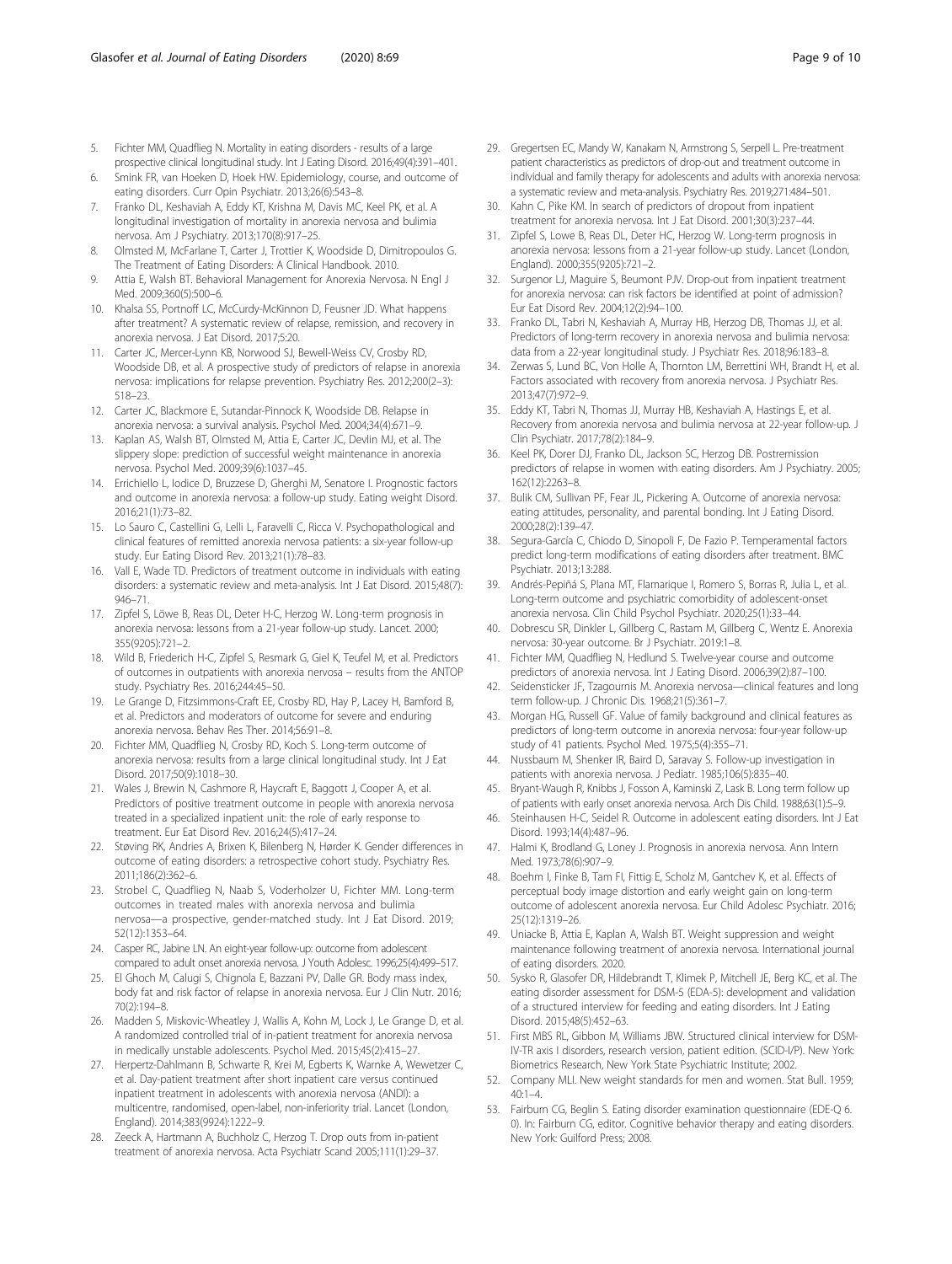5. Fichter MM, Quadflieg N. Mortality in eating disorders - results of a large prospective clinical longitudinal study. Int J Eating Disord. 2016;49(4):391–401.
6. Smink FR, van Hoeken D, Hoek HW. Epidemiology, course, and outcome of eating disorders. Curr Opin Psychiatr. 2013;26(6):543–8.
7. Franko DL, Keshaviah A, Eddy KT, Krishna M, Davis MC, Keel PK, et al. A longitudinal investigation of mortality in anorexia nervosa and bulimia nervosa. Am J Psychiatry. 2013;170(8):917–25.
8. Olmsted M, McFarlane T, Carter J, Trottier K, Woodside D, Dimitropoulos G. The Treatment of Eating Disorders: A Clinical Handbook. 2010.
9. Attia E, Walsh BT. Behavioral Management for Anorexia Nervosa. N Engl J Med. 2009;360(5):500–6.
10. Khalsa SS, Portnoff LC, McCurdy-McKinnon D, Feusner JD. What happens after treatment? A systematic review of relapse, remission, and recovery in anorexia nervosa. J Eat Disord. 2017;5:20.
11. Carter JC, Mercer-Lynn KB, Norwood SJ, Bewell-Weiss CV, Crosby RD, Woodside DB, et al. A prospective study of predictors of relapse in anorexia nervosa: implications for relapse prevention. Psychiatry Res. 2012;200(2–3): 518–23.
12. Carter JC, Blackmore E, Sutandar-Pinnock K, Woodside DB. Relapse in anorexia nervosa: a survival analysis. Psychol Med. 2004;34(4):671–9.
13. Kaplan AS, Walsh BT, Olmsted M, Attia E, Carter JC, Devlin MJ, et al. The slippery slope: prediction of successful weight maintenance in anorexia nervosa. Psychol Med. 2009;39(6):1037–45.
14. Errichiello L, Iodice D, Bruzzese D, Gherghi M, Senatore I. Prognostic factors and outcome in anorexia nervosa: a follow-up study. Eating weight Disord. 2016;21(1):73–82.
15. Lo Sauro C, Castellini G, Lelli L, Faravelli C, Ricca V. Psychopathological and clinical features of remitted anorexia nervosa patients: a six-year follow-up study. Eur Eating Disord Rev. 2013;21(1):78–83.
16. Vall E, Wade TD. Predictors of treatment outcome in individuals with eating disorders: a systematic review and meta-analysis. Int J Eat Disord. 2015;48(7): 946–71.
17. Zipfel S, Löwe B, Reas DL, Deter H-C, Herzog W. Long-term prognosis in anorexia nervosa: lessons from a 21-year follow-up study. Lancet. 2000; 355(9205):721–2.
18. Wild B, Friederich H-C, Zipfel S, Resmark G, Giel K, Teufel M, et al. Predictors of outcomes in outpatients with anorexia nervosa – results from the ANTOP study. Psychiatry Res. 2016;244:45–50.
19. Le Grange D, Fitzsimmons-Craft EE, Crosby RD, Hay P, Lacey H, Bamford B, et al. Predictors and moderators of outcome for severe and enduring anorexia nervosa. Behav Res Ther. 2014;56:91–8.
20. Fichter MM, Quadflieg N, Crosby RD, Koch S. Long-term outcome of anorexia nervosa: results from a large clinical longitudinal study. Int J Eat Disord. 2017;50(9):1018–30.
21. Wales J, Brewin N, Cashmore R, Haycraft E, Baggott J, Cooper A, et al. Predictors of positive treatment outcome in people with anorexia nervosa treated in a specialized inpatient unit: the role of early response to treatment. Eur Eat Disord Rev. 2016;24(5):417–24.
22. Støving RK, Andries A, Brixen K, Bilenberg N, Hørder K. Gender differences in outcome of eating disorders: a retrospective cohort study. Psychiatry Res. 2011;186(2):362–6.
23. Strobel C, Quadflieg N, Naab S, Voderholzer U, Fichter MM. Long-term outcomes in treated males with anorexia nervosa and bulimia nervosa—a prospective, gender-matched study. Int J Eat Disord. 2019; 52(12):1353–64.
24. Casper RC, Jabine LN. An eight-year follow-up: outcome from adolescent compared to adult onset anorexia nervosa. J Youth Adolesc. 1996;25(4):499–517.
25. El Ghoch M, Calugi S, Chignola E, Bazzani PV, Dalle GR. Body mass index, body fat and risk factor of relapse in anorexia nervosa. Eur J Clin Nutr. 2016; 70(2):194–8.
26. Madden S, Miskovic-Wheatley J, Wallis A, Kohn M, Lock J, Le Grange D, et al. A randomized controlled trial of in-patient treatment for anorexia nervosa in medically unstable adolescents. Psychol Med. 2015;45(2):415–27.
27. Herpertz-Dahlmann B, Schwarte R, Krei M, Egberts K, Warnke A, Wewetzer C, et al. Day-patient treatment after short inpatient care versus continued inpatient treatment in adolescents with anorexia nervosa (ANDI): a multicentre, randomised, open-label, non-inferiority trial. Lancet (London, England). 2014;383(9924):1222–9.
28. Zeeck A, Hartmann A, Buchholz C, Herzog T. Drop outs from in-patient treatment of anorexia nervosa. Acta Psychiatr Scand 2005;111(1):29–37.
29. Gregertsen EC, Mandy W, Kanakam N, Armstrong S, Serpell L. Pre-treatment patient characteristics as predictors of drop-out and treatment outcome in individual and family therapy for adolescents and adults with anorexia nervosa: a systematic review and meta-analysis. Psychiatry Res. 2019;271:484–501.
30. Kahn C, Pike KM. In search of predictors of dropout from inpatient treatment for anorexia nervosa. Int J Eat Disord. 2001;30(3):237–44.
31. Zipfel S, Lowe B, Reas DL, Deter HC, Herzog W. Long-term prognosis in anorexia nervosa: lessons from a 21-year follow-up study. Lancet (London, England). 2000;355(9205):721–2.
32. Surgenor LJ, Maguire S, Beumont PJV. Drop-out from inpatient treatment for anorexia nervosa: can risk factors be identified at point of admission? Eur Eat Disord Rev. 2004;12(2):94–100.
33. Franko DL, Tabri N, Keshaviah A, Murray HB, Herzog DB, Thomas JJ, et al. Predictors of long-term recovery in anorexia nervosa and bulimia nervosa: data from a 22-year longitudinal study. J Psychiatr Res. 2018;96:183–8.
34. Zerwas S, Lund BC, Von Holle A, Thornton LM, Berrettini WH, Brandt H, et al. Factors associated with recovery from anorexia nervosa. J Psychiatr Res. 2013;47(7):972–9.
35. Eddy KT, Tabri N, Thomas JJ, Murray HB, Keshaviah A, Hastings E, et al. Recovery from anorexia nervosa and bulimia nervosa at 22-year follow-up. J Clin Psychiatr. 2017;78(2):184–9.
36. Keel PK, Dorer DJ, Franko DL, Jackson SC, Herzog DB. Postremission predictors of relapse in women with eating disorders. Am J Psychiatry. 2005; 162(12):2263–8.
37. Bulik CM, Sullivan PF, Fear JL, Pickering A. Outcome of anorexia nervosa: eating attitudes, personality, and parental bonding. Int J Eating Disord. 2000;28(2):139–47.
38. Segura-García C, Chiodo D, Sinopoli F, De Fazio P. Temperamental factors predict long-term modifications of eating disorders after treatment. BMC Psychiatr. 2013;13:288.
39. Andrés-Pepiñá S, Plana MT, Flamarique I, Romero S, Borras R, Julia L, et al. Long-term outcome and psychiatric comorbidity of adolescent-onset anorexia nervosa. Clin Child Psychol Psychiatr. 2020;25(1):33–44.
40. Dobrescu SR, Dinkler L, Gillberg C, Rastam M, Gillberg C, Wentz E. Anorexia nervosa: 30-year outcome. Br J Psychiatr. 2019:1–8.
41. Fichter MM, Quadflieg N, Hedlund S. Twelve-year course and outcome predictors of anorexia nervosa. Int J Eating Disord. 2006;39(2):87–100.
42. Seidensticker JF, Tzagournis M. Anorexia nervosa—clinical features and long term follow-up. J Chronic Dis. 1968;21(5):361–7.
43. Morgan HG, Russell GF. Value of family background and clinical features as predictors of long-term outcome in anorexia nervosa: four-year follow-up study of 41 patients. Psychol Med. 1975;5(4):355–71.
44. Nussbaum M, Shenker IR, Baird D, Saravay S. Follow-up investigation in patients with anorexia nervosa. J Pediatr. 1985;106(5):835–40.
45. Bryant-Waugh R, Knibbs J, Fosson A, Kaminski Z, Lask B. Long term follow up of patients with early onset anorexia nervosa. Arch Dis Child. 1988;63(1):5–9.
46. Steinhausen H-C, Seidel R. Outcome in adolescent eating disorders. Int J Eat Disord. 1993;14(4):487–96.
47. Halmi K, Brodland G, Loney J. Prognosis in anorexia nervosa. Ann Intern Med. 1973;78(6):907–9.
48. Boehm I, Finke B, Tam FI, Fittig E, Scholz M, Gantchev K, et al. Effects of perceptual body image distortion and early weight gain on long-term outcome of adolescent anorexia nervosa. Eur Child Adolesc Psychiatr. 2016; 25(12):1319–26.
49. Uniacke B, Attia E, Kaplan A, Walsh BT. Weight suppression and weight maintenance following treatment of anorexia nervosa. International journal of eating disorders. 2020.
50. Sysko R, Glasofer DR, Hildebrandt T, Klimek P, Mitchell JE, Berg KC, et al. The eating disorder assessment for DSM-5 (EDA-5): development and validation of a structured interview for feeding and eating disorders. Int J Eating Disord. 2015;48(5):452–63.
51. First MBS RL, Gibbon M, Williams JBW. Structured clinical interview for DSM-IV-TR axis I disorders, research version, patient edition. (SCID-I/P). New York: Biometrics Research, New York State Psychiatric Institute; 2002.
52. Company MLI. New weight standards for men and women. Stat Bull. 1959; 40:1–4.
53. Fairburn CG, Beglin S. Eating disorder examination questionnaire (EDE-Q 6. 0). In: Fairburn CG, editor. Cognitive behavior therapy and eating disorders. New York: Guilford Press; 2008.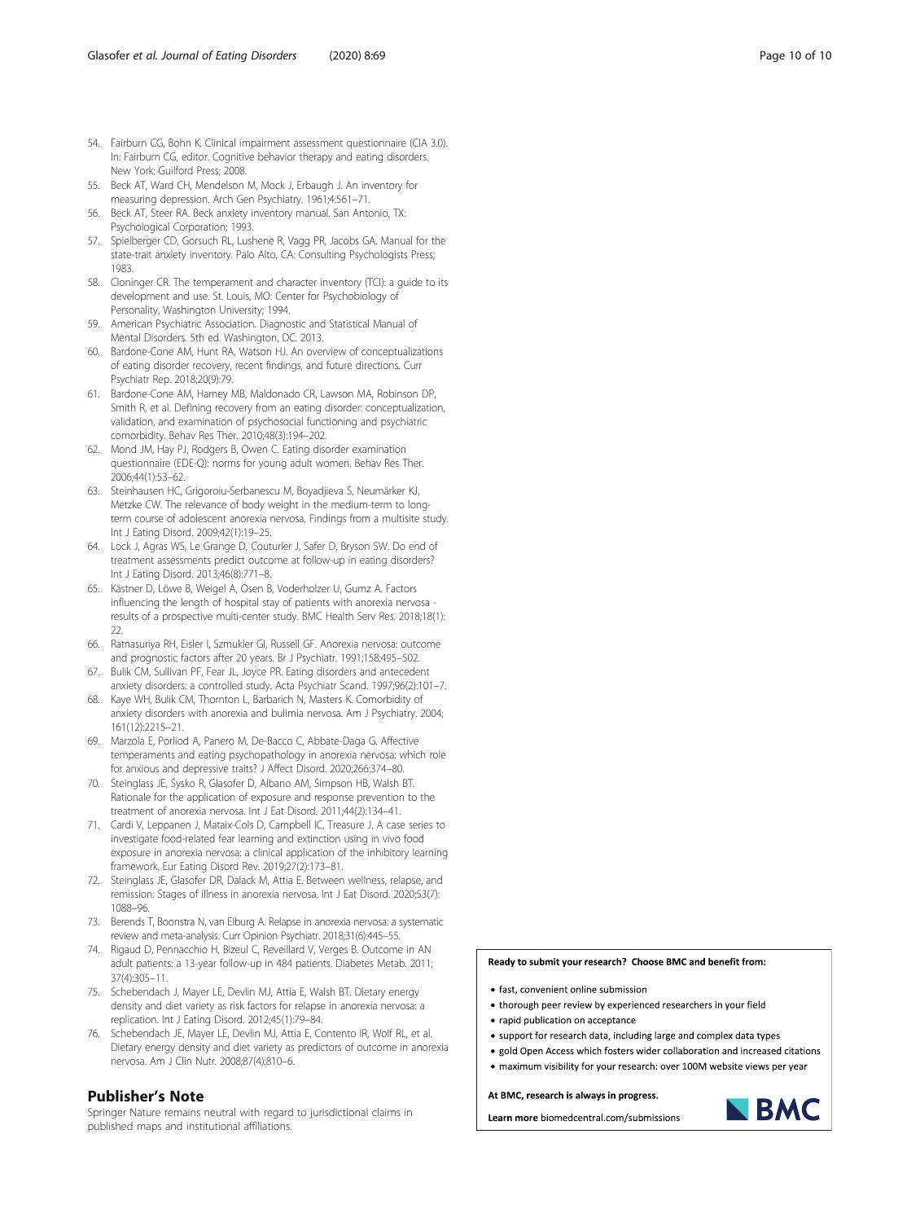54. Fairburn CG, Bohn K. Clinical impairment assessment questionnaire (CIA 3.0). In: Fairburn CG, editor. Cognitive behavior therapy and eating disorders. New York: Guilford Press; 2008.
55. Beck AT, Ward CH, Mendelson M, Mock J, Erbaugh J. An inventory for measuring depression. Arch Gen Psychiatry. 1961;4:561–71.
56. Beck AT, Steer RA. Beck anxiety inventory manual. San Antonio, TX: Psychological Corporation; 1993.
57. Spielberger CD, Gorsuch RL, Lushene R, Vagg PR, Jacobs GA. Manual for the state-trait anxiety inventory. Palo Alto, CA: Consulting Psychologists Press; 1983.
58. Cloninger CR. The temperament and character inventory (TCI): a guide to its development and use. St. Louis, MO: Center for Psychobiology of Personality, Washington University; 1994.
59. American Psychiatric Association. Diagnostic and Statistical Manual of Mental Disorders. 5th ed. Washington, DC. 2013.
60. Bardone-Cone AM, Hunt RA, Watson HJ. An overview of conceptualizations of eating disorder recovery, recent findings, and future directions. Curr Psychiatr Rep. 2018;20(9):79.
61. Bardone-Cone AM, Harney MB, Maldonado CR, Lawson MA, Robinson DP, Smith R, et al. Defining recovery from an eating disorder: conceptualization, validation, and examination of psychosocial functioning and psychiatric comorbidity. Behav Res Ther. 2010;48(3):194–202.
62. Mond JM, Hay PJ, Rodgers B, Owen C. Eating disorder examination questionnaire (EDE-Q): norms for young adult women. Behav Res Ther. 2006;44(1):53–62.
63. Steinhausen HC, Grigoroiu-Serbanescu M, Boyadjieva S, Neumärker KJ, Metzke CW. The relevance of body weight in the medium-term to long-term course of adolescent anorexia nervosa. Findings from a multisite study. Int J Eating Disord. 2009;42(1):19–25.
64. Lock J, Agras WS, Le Grange D, Couturier J, Safer D, Bryson SW. Do end of treatment assessments predict outcome at follow-up in eating disorders? Int J Eating Disord. 2013;46(8):771–8.
65. Kästner D, Löwe B, Weigel A, Osen B, Voderholzer U, Gumz A. Factors influencing the length of hospital stay of patients with anorexia nervosa - results of a prospective multi-center study. BMC Health Serv Res. 2018;18(1):22.
66. Ratnasuriya RH, Eisler I, Szmukler GI, Russell GF. Anorexia nervosa: outcome and prognostic factors after 20 years. Br J Psychiatr. 1991;158:495–502.
67. Bulik CM, Sullivan PF, Fear JL, Joyce PR. Eating disorders and antecedent anxiety disorders: a controlled study. Acta Psychiatr Scand. 1997;96(2):101–7.
68. Kaye WH, Bulik CM, Thornton L, Barbarich N, Masters K. Comorbidity of anxiety disorders with anorexia and bulimia nervosa. Am J Psychiatry. 2004;161(12):2215–21.
69. Marzola E, Porliod A, Panero M, De-Bacco C, Abbate-Daga G. Affective temperaments and eating psychopathology in anorexia nervosa: which role for anxious and depressive traits? J Affect Disord. 2020;266:374–80.
70. Steinglass JE, Sysko R, Glasofer D, Albano AM, Simpson HB, Walsh BT. Rationale for the application of exposure and response prevention to the treatment of anorexia nervosa. Int J Eat Disord. 2011;44(2):134–41.
71. Cardi V, Leppanen J, Mataix-Cols D, Campbell IC, Treasure J. A case series to investigate food-related fear learning and extinction using in vivo food exposure in anorexia nervosa: a clinical application of the inhibitory learning framework. Eur Eating Disord Rev. 2019;27(2):173–81.
72. Steinglass JE, Glasofer DR, Dalack M, Attia E. Between wellness, relapse, and remission: Stages of illness in anorexia nervosa. Int J Eat Disord. 2020;53(7):1088–96.
73. Berends T, Boonstra N, van Elburg A. Relapse in anorexia nervosa: a systematic review and meta-analysis. Curr Opinion Psychiatr. 2018;31(6):445–55.
74. Rigaud D, Pennacchio H, Bizeul C, Reveillard V, Verges B. Outcome in AN adult patients: a 13-year follow-up in 484 patients. Diabetes Metab. 2011;37(4):305–11.
75. Schebendach J, Mayer LE, Devlin MJ, Attia E, Walsh BT. Dietary energy density and diet variety as risk factors for relapse in anorexia nervosa: a replication. Int J Eating Disord. 2012;45(1):79–84.
76. Schebendach JE, Mayer LE, Devlin MJ, Attia E, Contento IR, Wolf RL, et al. Dietary energy density and diet variety as predictors of outcome in anorexia nervosa. Am J Clin Nutr. 2008;87(4):810–6.

## Publisher's Note

Springer Nature remains neutral with regard to jurisdictional claims in published maps and institutional affiliations.

**Ready to submit your research? Choose BMC and benefit from:**

- fast, convenient online submission
- thorough peer review by experienced researchers in your field
- rapid publication on acceptance
- support for research data, including large and complex data types
- gold Open Access which fosters wider collaboration and increased citations
- maximum visibility for your research: over 100M website views per year

**At BMC, research is always in progress.**

**Learn more** biomedcentral.com/submissions

BMC